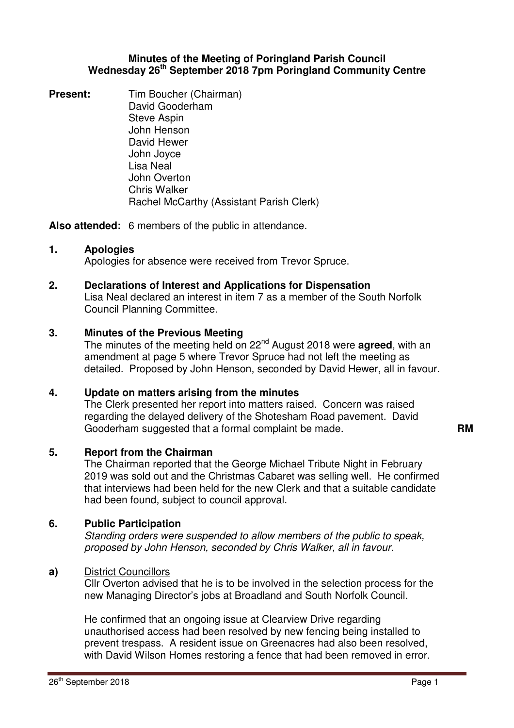**Minutes of the Meeting of Poringland Parish Council**
**Wednesday 26th September 2018 7pm Poringland Community Centre**

**Present:** Tim Boucher (Chairman)
David Gooderham
Steve Aspin
John Henson
David Hewer
John Joyce
Lisa Neal
John Overton
Chris Walker
Rachel McCarthy (Assistant Parish Clerk)

**Also attended:** 6 members of the public in attendance.

**1. Apologies**

Apologies for absence were received from Trevor Spruce.

**2. Declarations of Interest and Applications for Dispensation**

Lisa Neal declared an interest in item 7 as a member of the South Norfolk Council Planning Committee.

**3. Minutes of the Previous Meeting**

The minutes of the meeting held on 22nd August 2018 were **agreed**, with an amendment at page 5 where Trevor Spruce had not left the meeting as detailed. Proposed by John Henson, seconded by David Hewer, all in favour.

**4. Update on matters arising from the minutes**

The Clerk presented her report into matters raised. Concern was raised regarding the delayed delivery of the Shotesham Road pavement. David Gooderham suggested that a formal complaint be made. **RM**

**5. Report from the Chairman**

The Chairman reported that the George Michael Tribute Night in February 2019 was sold out and the Christmas Cabaret was selling well. He confirmed that interviews had been held for the new Clerk and that a suitable candidate had been found, subject to council approval.

**6. Public Participation**

*Standing orders were suspended to allow members of the public to speak, proposed by John Henson, seconded by Chris Walker, all in favour.*

**a)** District Councillors

Cllr Overton advised that he is to be involved in the selection process for the new Managing Director's jobs at Broadland and South Norfolk Council.

He confirmed that an ongoing issue at Clearview Drive regarding unauthorised access had been resolved by new fencing being installed to prevent trespass. A resident issue on Greenacres had also been resolved, with David Wilson Homes restoring a fence that had been removed in error.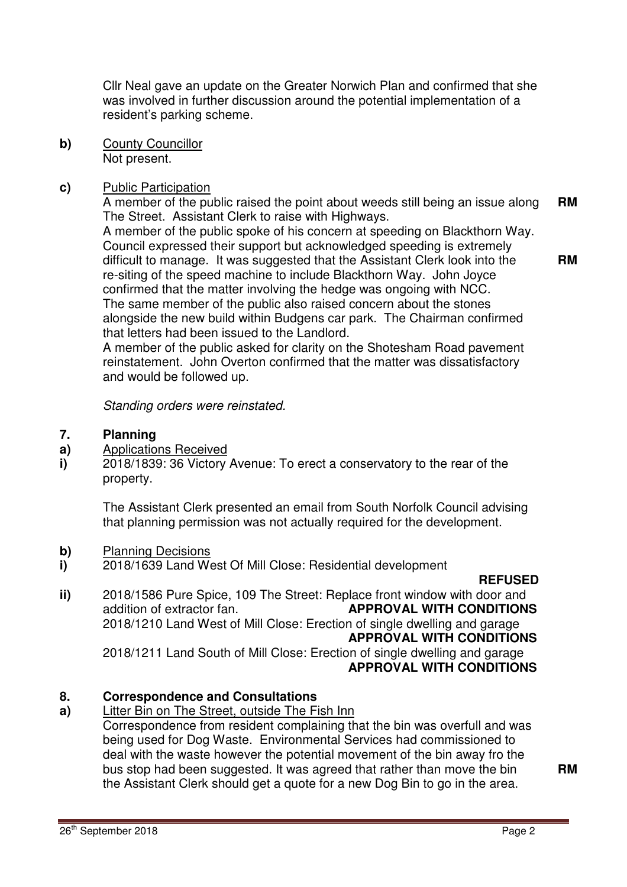Cllr Neal gave an update on the Greater Norwich Plan and confirmed that she was involved in further discussion around the potential implementation of a resident's parking scheme.

**b)** County Councillor

Not present.

**c)** Public Participation

A member of the public raised the point about weeds still being an issue along The Street. Assistant Clerk to raise with Highways. **RM**

A member of the public spoke of his concern at speeding on Blackthorn Way. Council expressed their support but acknowledged speeding is extremely difficult to manage. It was suggested that the Assistant Clerk look into the re-siting of the speed machine to include Blackthorn Way. John Joyce confirmed that the matter involving the hedge was ongoing with NCC. **RM**

The same member of the public also raised concern about the stones alongside the new build within Budgens car park. The Chairman confirmed that letters had been issued to the Landlord.

A member of the public asked for clarity on the Shotesham Road pavement reinstatement. John Overton confirmed that the matter was dissatisfactory and would be followed up.

*Standing orders were reinstated.*

## 7. Planning

**a)** Applications Received

**i)** 2018/1839: 36 Victory Avenue: To erect a conservatory to the rear of the property.

The Assistant Clerk presented an email from South Norfolk Council advising that planning permission was not actually required for the development.

**b)** Planning Decisions

**i)** 2018/1639 Land West Of Mill Close: Residential development

**REFUSED**

**ii)** 2018/1586 Pure Spice, 109 The Street: Replace front window with door and addition of extractor fan. **APPROVAL WITH CONDITIONS**

2018/1210 Land West of Mill Close: Erection of single dwelling and garage **APPROVAL WITH CONDITIONS**

2018/1211 Land South of Mill Close: Erection of single dwelling and garage **APPROVAL WITH CONDITIONS**

## 8. Correspondence and Consultations

**a)** Litter Bin on The Street, outside The Fish Inn

Correspondence from resident complaining that the bin was overfull and was being used for Dog Waste. Environmental Services had commissioned to deal with the waste however the potential movement of the bin away fro the bus stop had been suggested. It was agreed that rather than move the bin the Assistant Clerk should get a quote for a new Dog Bin to go in the area. **RM**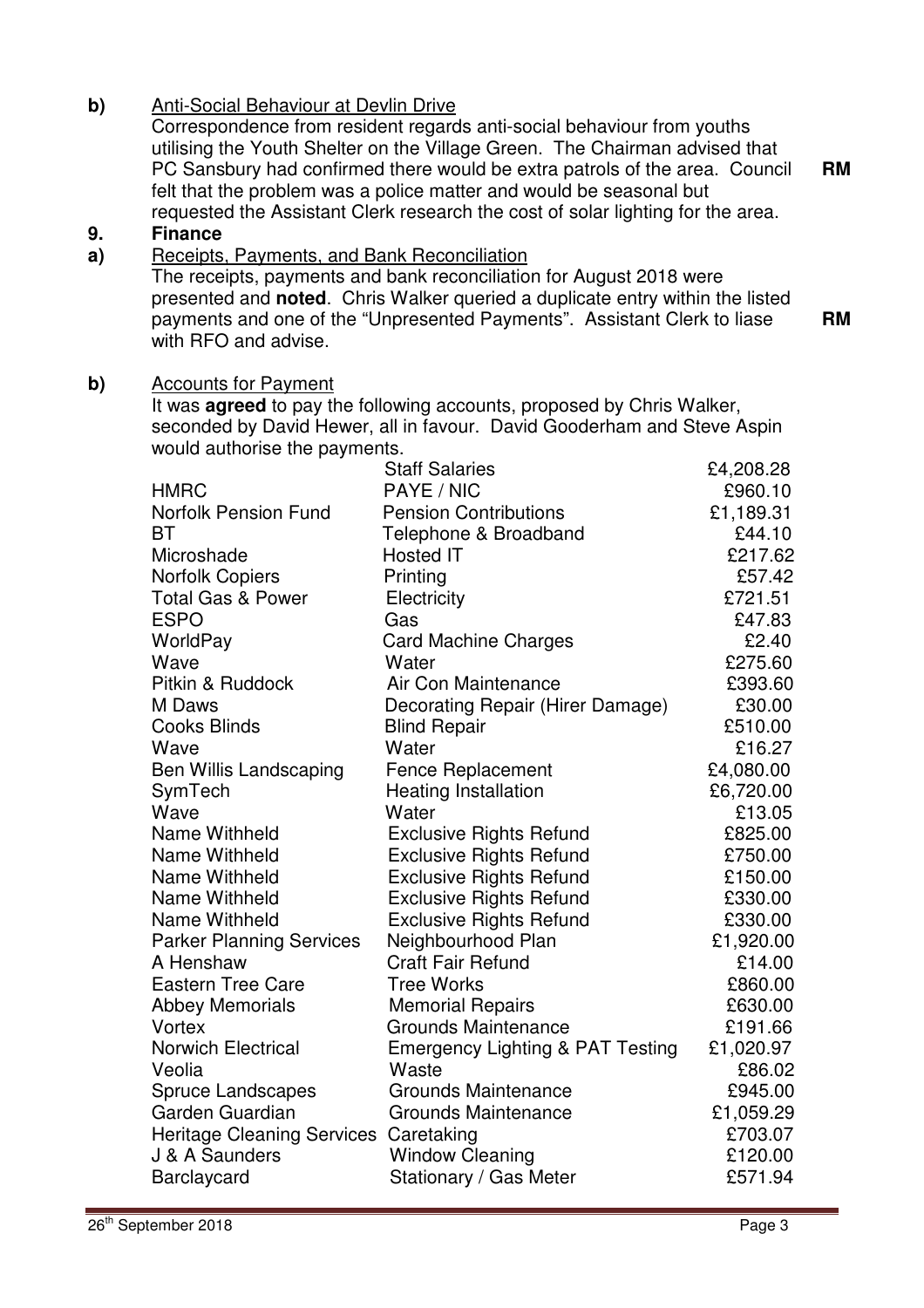**b)** Anti-Social Behaviour at Devlin Drive

Correspondence from resident regards anti-social behaviour from youths utilising the Youth Shelter on the Village Green. The Chairman advised that PC Sansbury had confirmed there would be extra patrols of the area. Council felt that the problem was a police matter and would be seasonal but requested the Assistant Clerk research the cost of solar lighting for the area. **RM**

## 9. Finance

**a)** Receipts, Payments, and Bank Reconciliation

The receipts, payments and bank reconciliation for August 2018 were presented and **noted**. Chris Walker queried a duplicate entry within the listed payments and one of the "Unpresented Payments". Assistant Clerk to liase with RFO and advise. **RM**

**b)** Accounts for Payment

It was **agreed** to pay the following accounts, proposed by Chris Walker, seconded by David Hewer, all in favour. David Gooderham and Steve Aspin would authorise the payments.

| | | |
|---|---|---|
| | Staff Salaries | £4,208.28 |
| HMRC | PAYE / NIC | £960.10 |
| Norfolk Pension Fund | Pension Contributions | £1,189.31 |
| BT | Telephone & Broadband | £44.10 |
| Microshade | Hosted IT | £217.62 |
| Norfolk Copiers | Printing | £57.42 |
| Total Gas & Power | Electricity | £721.51 |
| ESPO | Gas | £47.83 |
| WorldPay | Card Machine Charges | £2.40 |
| Wave | Water | £275.60 |
| Pitkin & Ruddock | Air Con Maintenance | £393.60 |
| M Daws | Decorating Repair (Hirer Damage) | £30.00 |
| Cooks Blinds | Blind Repair | £510.00 |
| Wave | Water | £16.27 |
| Ben Willis Landscaping | Fence Replacement | £4,080.00 |
| SymTech | Heating Installation | £6,720.00 |
| Wave | Water | £13.05 |
| Name Withheld | Exclusive Rights Refund | £825.00 |
| Name Withheld | Exclusive Rights Refund | £750.00 |
| Name Withheld | Exclusive Rights Refund | £150.00 |
| Name Withheld | Exclusive Rights Refund | £330.00 |
| Name Withheld | Exclusive Rights Refund | £330.00 |
| Parker Planning Services | Neighbourhood Plan | £1,920.00 |
| A Henshaw | Craft Fair Refund | £14.00 |
| Eastern Tree Care | Tree Works | £860.00 |
| Abbey Memorials | Memorial Repairs | £630.00 |
| Vortex | Grounds Maintenance | £191.66 |
| Norwich Electrical | Emergency Lighting & PAT Testing | £1,020.97 |
| Veolia | Waste | £86.02 |
| Spruce Landscapes | Grounds Maintenance | £945.00 |
| Garden Guardian | Grounds Maintenance | £1,059.29 |
| Heritage Cleaning Services | Caretaking | £703.07 |
| J & A Saunders | Window Cleaning | £120.00 |
| Barclaycard | Stationary / Gas Meter | £571.94 |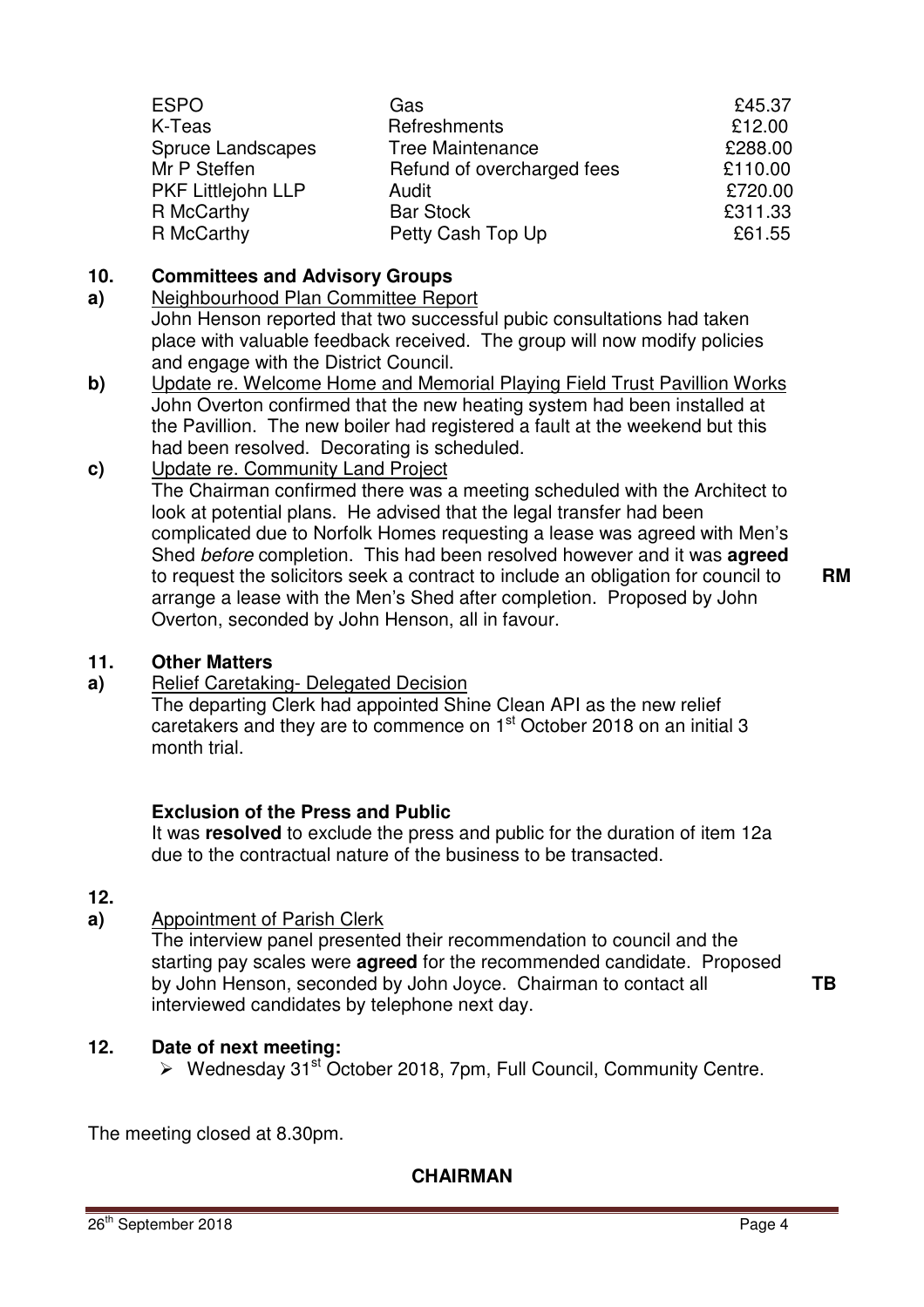| | | |
|---|---|---|
| ESPO | Gas | £45.37 |
| K-Teas | Refreshments | £12.00 |
| Spruce Landscapes | Tree Maintenance | £288.00 |
| Mr P Steffen | Refund of overcharged fees | £110.00 |
| PKF Littlejohn LLP | Audit | £720.00 |
| R McCarthy | Bar Stock | £311.33 |
| R McCarthy | Petty Cash Top Up | £61.55 |

**10. Committees and Advisory Groups**

**a)** Neighbourhood Plan Committee Report

John Henson reported that two successful pubic consultations had taken place with valuable feedback received. The group will now modify policies and engage with the District Council.

**b)** Update re. Welcome Home and Memorial Playing Field Trust Pavillion Works

John Overton confirmed that the new heating system had been installed at the Pavillion. The new boiler had registered a fault at the weekend but this had been resolved. Decorating is scheduled.

**c)** Update re. Community Land Project

The Chairman confirmed there was a meeting scheduled with the Architect to look at potential plans. He advised that the legal transfer had been complicated due to Norfolk Homes requesting a lease was agreed with Men's Shed *before* completion. This had been resolved however and it was **agreed** to request the solicitors seek a contract to include an obligation for council to arrange a lease with the Men's Shed after completion. Proposed by John Overton, seconded by John Henson, all in favour. **RM**

**11. Other Matters**

**a)** Relief Caretaking- Delegated Decision

The departing Clerk had appointed Shine Clean API as the new relief caretakers and they are to commence on 1st October 2018 on an initial 3 month trial.

**Exclusion of the Press and Public**

It was **resolved** to exclude the press and public for the duration of item 12a due to the contractual nature of the business to be transacted.

**12.**

**a)** Appointment of Parish Clerk

The interview panel presented their recommendation to council and the starting pay scales were **agreed** for the recommended candidate. Proposed by John Henson, seconded by John Joyce. Chairman to contact all interviewed candidates by telephone next day. **TB**

**12. Date of next meeting:**

- Wednesday 31st October 2018, 7pm, Full Council, Community Centre.

The meeting closed at 8.30pm.

**CHAIRMAN**